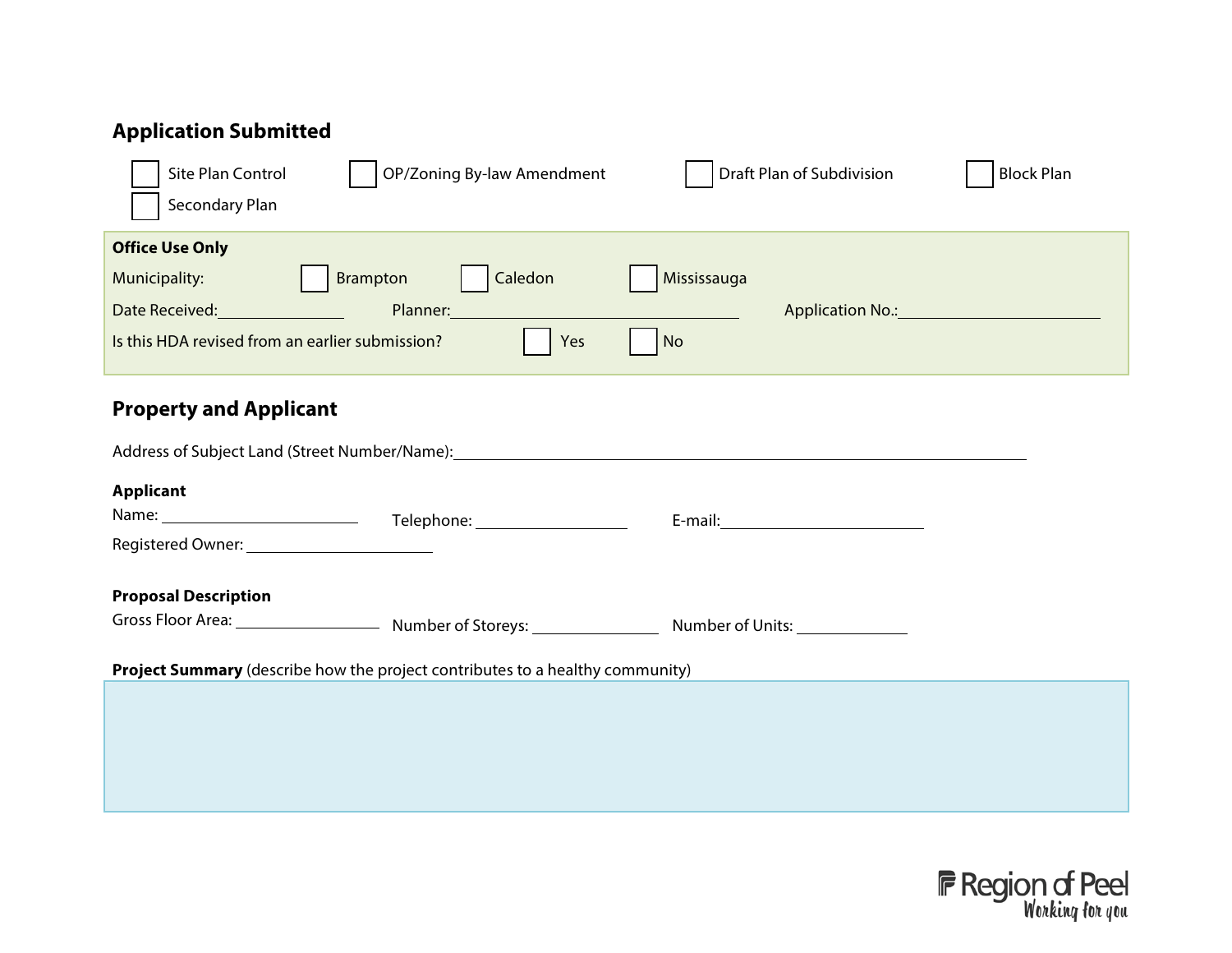## Application Submitted

- [ ] Site Plan Control
- [ ] OP/Zoning By-law Amendment
- [ ] Draft Plan of Subdivision
- [ ] Block Plan
- [ ] Secondary Plan

**Office Use Only**

Municipality: [ ] Brampton [ ] Caledon [ ] Mississauga

Date Received:______________ Planner:________________________________ Application No.:______________________

Is this HDA revised from an earlier submission? [ ] Yes [ ] No

## Property and Applicant

Address of Subject Land (Street Number/Name):______________________________________________________________

**Applicant**

Name: ______________________ Telephone: _________________ E-mail:______________________

Registered Owner: _____________________

**Proposal Description**

Gross Floor Area: ________________ Number of Storeys: ______________ Number of Units: ____________

**Project Summary** (describe how the project contributes to a healthy community)

Region of Peel
Working for you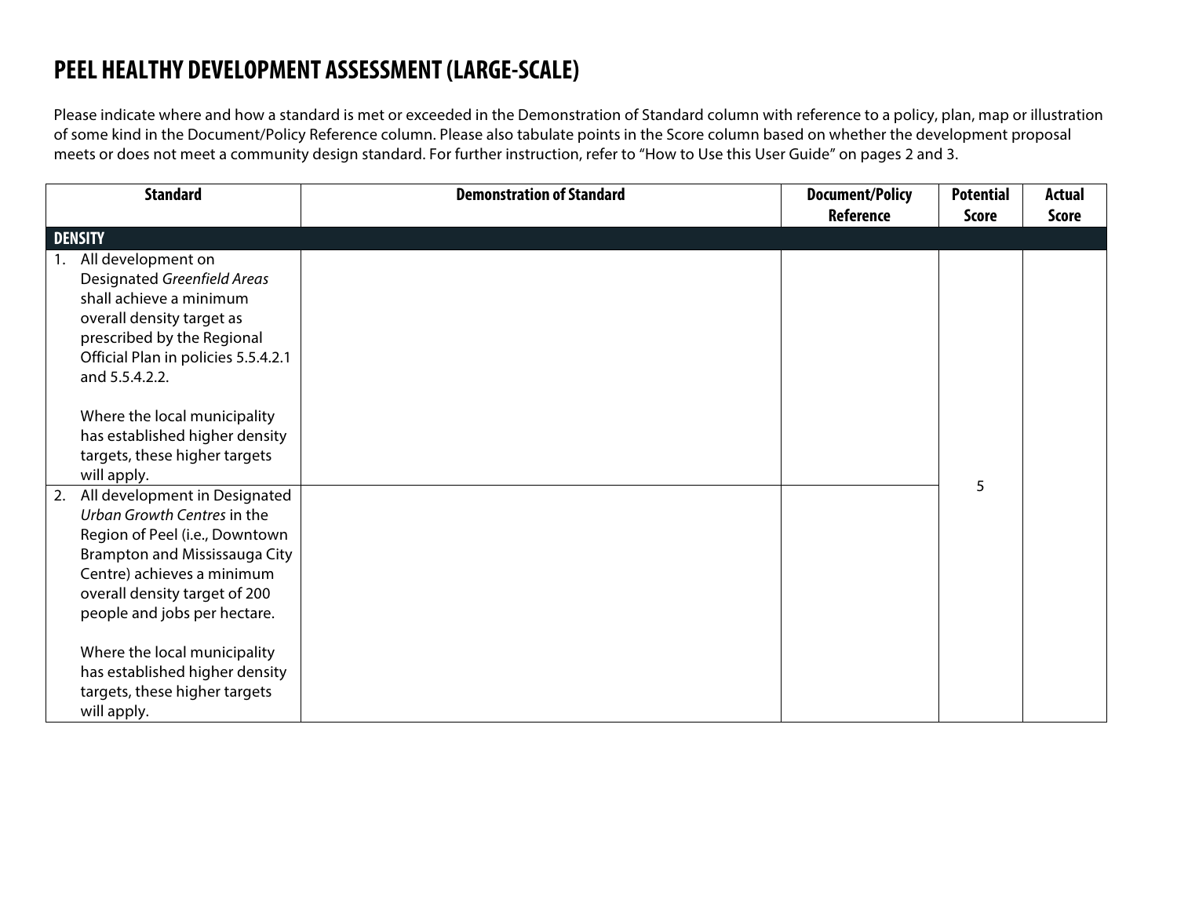# PEEL HEALTHY DEVELOPMENT ASSESSMENT (LARGE-SCALE)

Please indicate where and how a standard is met or exceeded in the Demonstration of Standard column with reference to a policy, plan, map or illustration of some kind in the Document/Policy Reference column. Please also tabulate points in the Score column based on whether the development proposal meets or does not meet a community design standard. For further instruction, refer to "How to Use this User Guide" on pages 2 and 3.

| Standard | Demonstration of Standard | Document/Policy Reference | Potential Score | Actual Score |
|---|---|---|---|---|
| **DENSITY** | | | | |
| 1. All development on Designated *Greenfield Areas* shall achieve a minimum overall density target as prescribed by the Regional Official Plan in policies 5.5.4.2.1 and 5.5.4.2.2.<br><br>Where the local municipality has established higher density targets, these higher targets will apply. | | | 5 | |
| 2. All development in Designated *Urban Growth Centres* in the Region of Peel (i.e., Downtown Brampton and Mississauga City Centre) achieves a minimum overall density target of 200 people and jobs per hectare.<br><br>Where the local municipality has established higher density targets, these higher targets will apply. | | | | |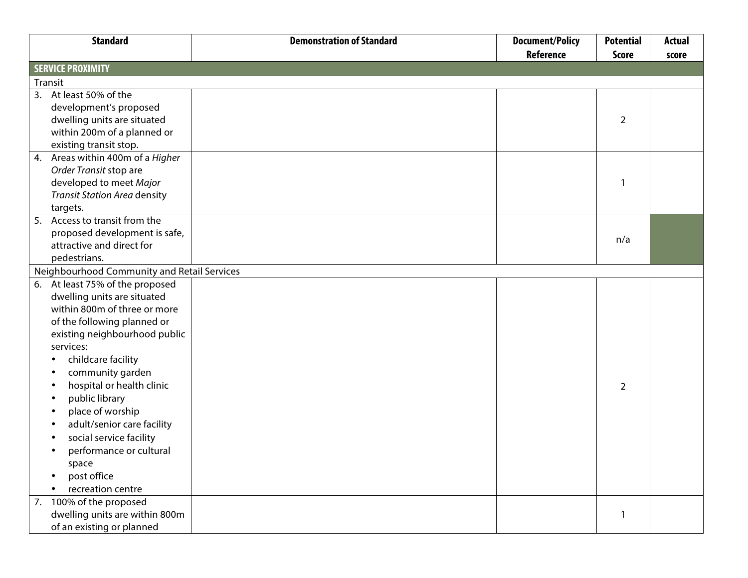| Standard | Demonstration of Standard | Document/Policy Reference | Potential Score | Actual score |
|---|---|---|---|---|
| **SERVICE PROXIMITY** | | | | |
| Transit | | | | |
| 3. At least 50% of the development's proposed dwelling units are situated within 200m of a planned or existing transit stop. | | | 2 | |
| 4. Areas within 400m of a *Higher Order Transit* stop are developed to meet *Major Transit Station Area* density targets. | | | 1 | |
| 5. Access to transit from the proposed development is safe, attractive and direct for pedestrians. | | | n/a | |
| Neighbourhood Community and Retail Services | | | | |
| 6. At least 75% of the proposed dwelling units are situated within 800m of three or more of the following planned or existing neighbourhood public services:<br>• childcare facility<br>• community garden<br>• hospital or health clinic<br>• public library<br>• place of worship<br>• adult/senior care facility<br>• social service facility<br>• performance or cultural space<br>• post office<br>• recreation centre | | | 2 | |
| 7. 100% of the proposed dwelling units are within 800m of an existing or planned | | | 1 | |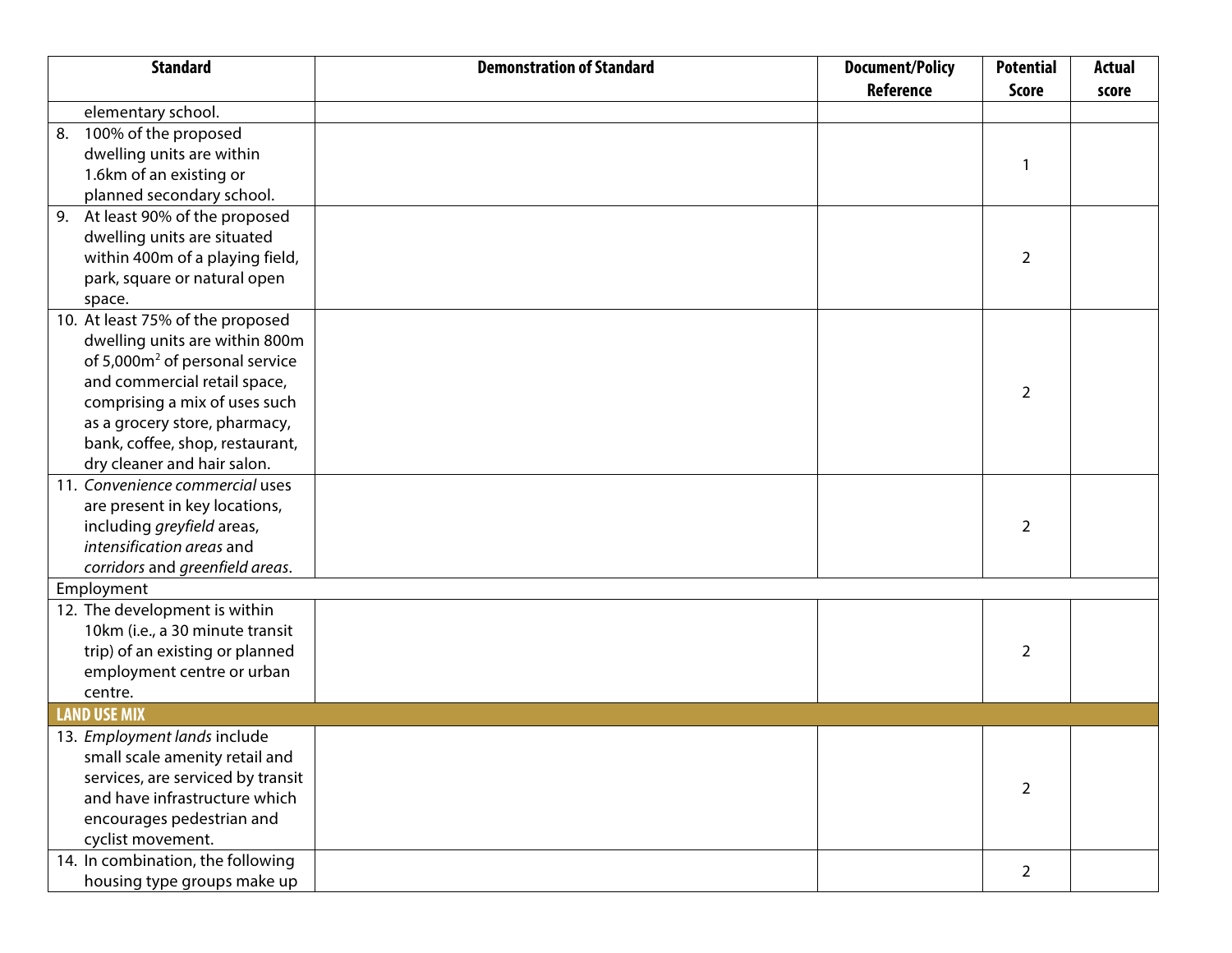| Standard | Demonstration of Standard | Document/Policy Reference | Potential Score | Actual score |
|---|---|---|---|---|
| elementary school. | | | | |
| 8. 100% of the proposed dwelling units are within 1.6km of an existing or planned secondary school. | | | 1 | |
| 9. At least 90% of the proposed dwelling units are situated within 400m of a playing field, park, square or natural open space. | | | 2 | |
| 10. At least 75% of the proposed dwelling units are within 800m of 5,000m$^2$ of personal service and commercial retail space, comprising a mix of uses such as a grocery store, pharmacy, bank, coffee, shop, restaurant, dry cleaner and hair salon. | | | 2 | |
| 11. *Convenience commercial* uses are present in key locations, including *greyfield* areas, *intensification areas* and *corridors* and *greenfield areas*. | | | 2 | |
| Employment | | | | |
| 12. The development is within 10km (i.e., a 30 minute transit trip) of an existing or planned employment centre or urban centre. | | | 2 | |
| **LAND USE MIX** | | | | |
| 13. *Employment lands* include small scale amenity retail and services, are serviced by transit and have infrastructure which encourages pedestrian and cyclist movement. | | | 2 | |
| 14. In combination, the following housing type groups make up | | | 2 | |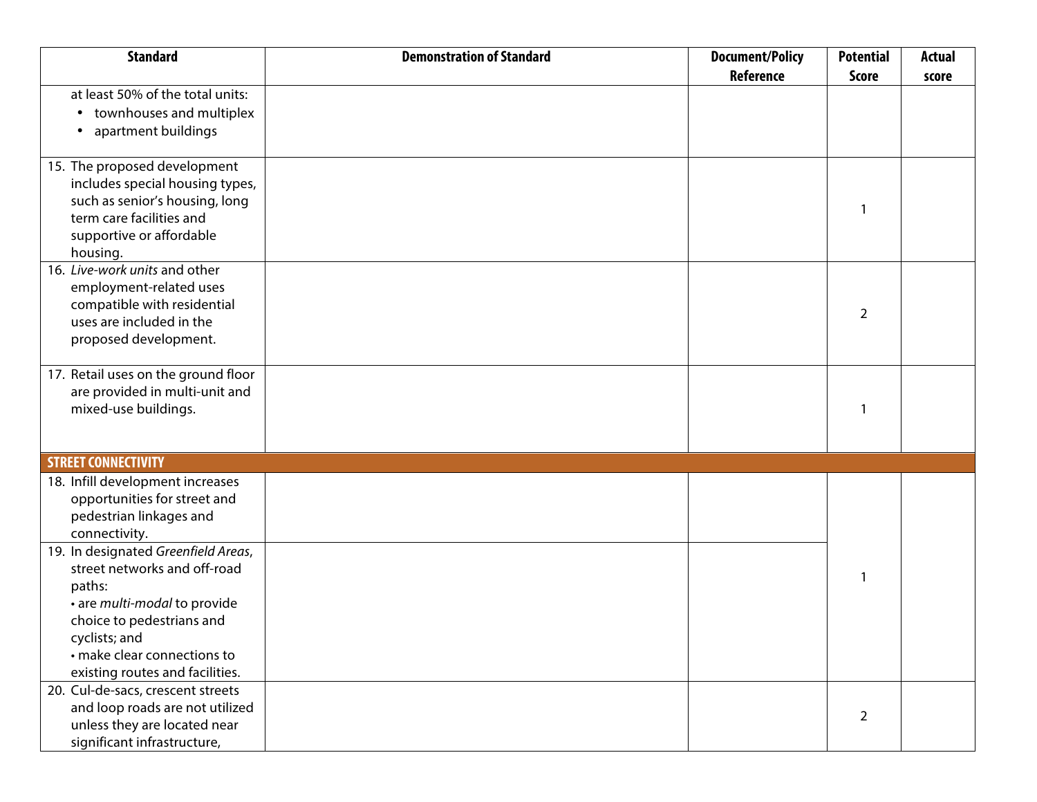| Standard | Demonstration of Standard | Document/Policy Reference | Potential Score | Actual score |
|---|---|---|---|---|
| at least 50% of the total units:<br>• townhouses and multiplex<br>• apartment buildings | | | | |
| 15. The proposed development includes special housing types, such as senior's housing, long term care facilities and supportive or affordable housing. | | | 1 | |
| 16. *Live-work units* and other employment-related uses compatible with residential uses are included in the proposed development. | | | 2 | |
| 17. Retail uses on the ground floor are provided in multi-unit and mixed-use buildings. | | | 1 | |
| **STREET CONNECTIVITY** | | | | |
| 18. Infill development increases opportunities for street and pedestrian linkages and connectivity. | | | 1 | |
| 19. In designated *Greenfield Areas*, street networks and off-road paths:<br>• are *multi-modal* to provide choice to pedestrians and cyclists; and<br>• make clear connections to existing routes and facilities. | | | | |
| 20. Cul-de-sacs, crescent streets and loop roads are not utilized unless they are located near significant infrastructure, | | | 2 | |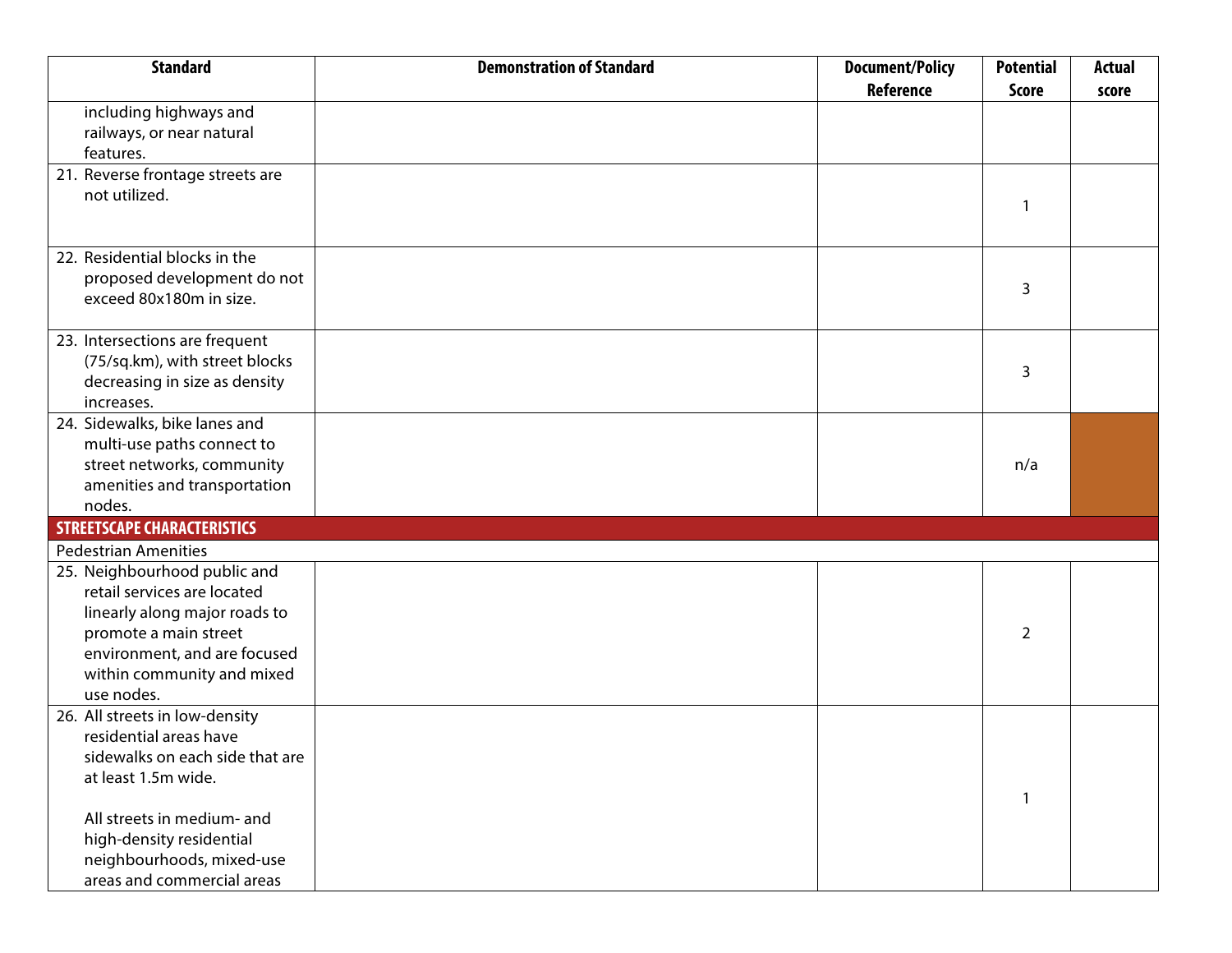| Standard | Demonstration of Standard | Document/Policy Reference | Potential Score | Actual score |
|---|---|---|---|---|
| including highways and railways, or near natural features. | | | | |
| 21. Reverse frontage streets are not utilized. | | | 1 | |
| 22. Residential blocks in the proposed development do not exceed 80x180m in size. | | | 3 | |
| 23. Intersections are frequent (75/sq.km), with street blocks decreasing in size as density increases. | | | 3 | |
| 24. Sidewalks, bike lanes and multi-use paths connect to street networks, community amenities and transportation nodes. | | | n/a | |
| **STREETSCAPE CHARACTERISTICS** | | | | |
| Pedestrian Amenities | | | | |
| 25. Neighbourhood public and retail services are located linearly along major roads to promote a main street environment, and are focused within community and mixed use nodes. | | | 2 | |
| 26. All streets in low-density residential areas have sidewalks on each side that are at least 1.5m wide.<br><br>All streets in medium- and high-density residential neighbourhoods, mixed-use areas and commercial areas | | | 1 | |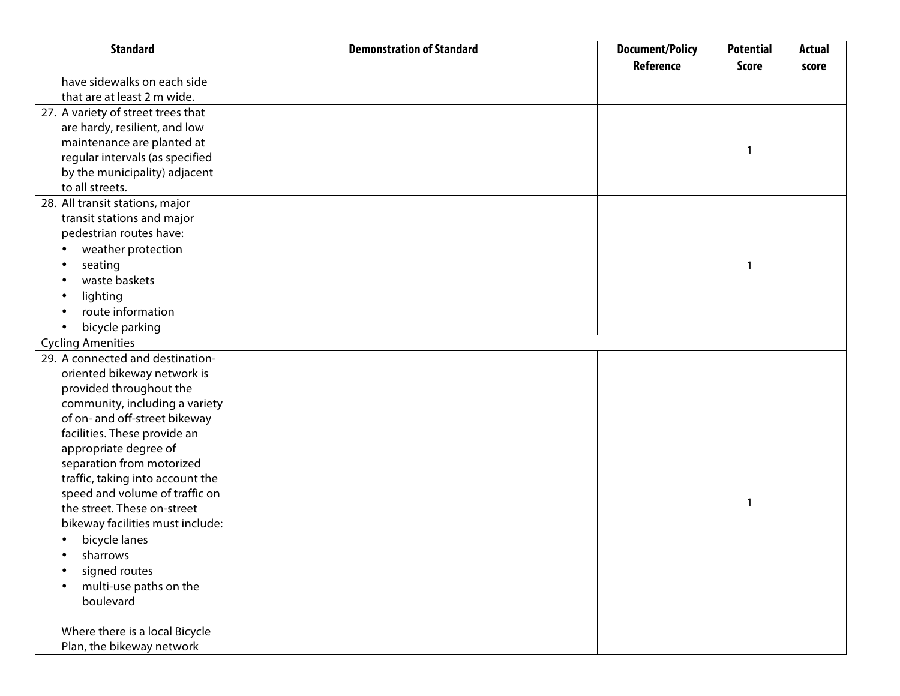| Standard | Demonstration of Standard | Document/Policy Reference | Potential Score | Actual score |
|---|---|---|---|---|
| have sidewalks on each side that are at least 2 m wide. | | | | |
| 27. A variety of street trees that are hardy, resilient, and low maintenance are planted at regular intervals (as specified by the municipality) adjacent to all streets. | | | 1 | |
| 28. All transit stations, major transit stations and major pedestrian routes have: <br>• weather protection <br>• seating <br>• waste baskets <br>• lighting <br>• route information <br>• bicycle parking | | | 1 | |
| Cycling Amenities | | | | |
| 29. A connected and destination-oriented bikeway network is provided throughout the community, including a variety of on- and off-street bikeway facilities. These provide an appropriate degree of separation from motorized traffic, taking into account the speed and volume of traffic on the street. These on-street bikeway facilities must include: <br>• bicycle lanes <br>• sharrows <br>• signed routes <br>• multi-use paths on the boulevard <br><br>Where there is a local Bicycle Plan, the bikeway network | | | 1 | |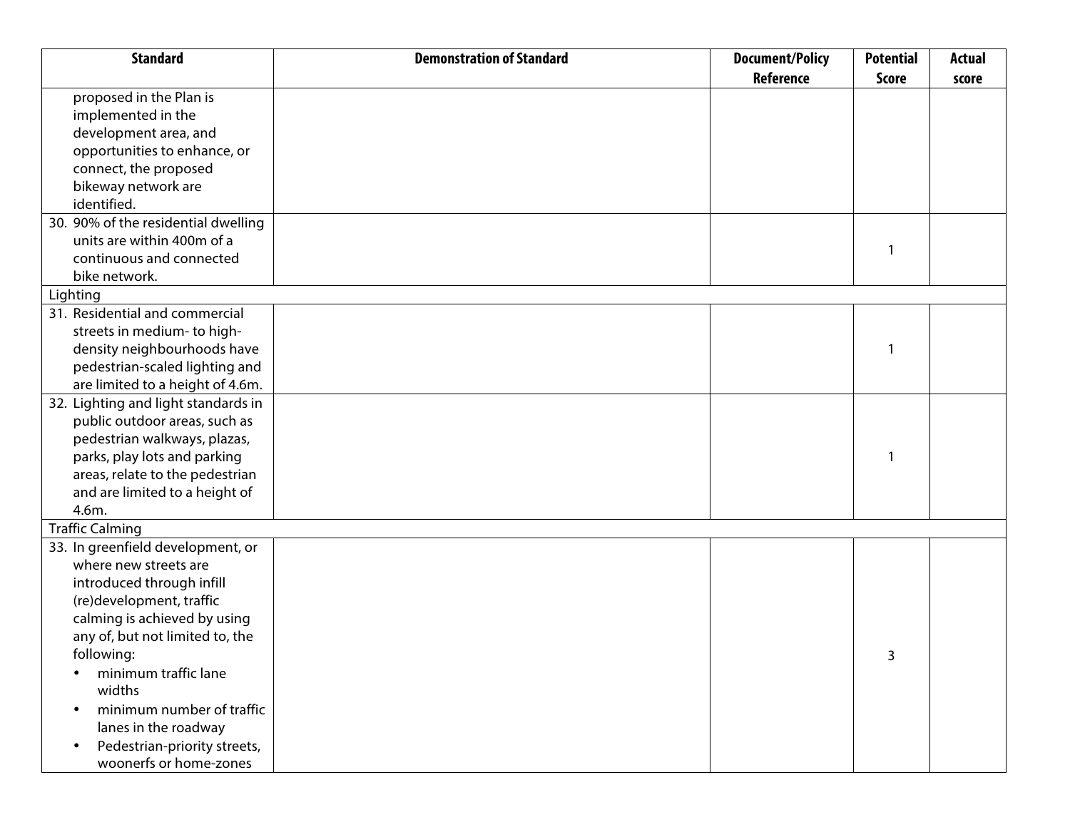| Standard | Demonstration of Standard | Document/Policy Reference | Potential Score | Actual score |
|---|---|---|---|---|
| proposed in the Plan is implemented in the development area, and opportunities to enhance, or connect, the proposed bikeway network are identified. | | | | |
| 30. 90% of the residential dwelling units are within 400m of a continuous and connected bike network. | | | 1 | |
| Lighting | | | | |
| 31. Residential and commercial streets in medium- to high-density neighbourhoods have pedestrian-scaled lighting and are limited to a height of 4.6m. | | | 1 | |
| 32. Lighting and light standards in public outdoor areas, such as pedestrian walkways, plazas, parks, play lots and parking areas, relate to the pedestrian and are limited to a height of 4.6m. | | | 1 | |
| Traffic Calming | | | | |
| 33. In greenfield development, or where new streets are introduced through infill (re)development, traffic calming is achieved by using any of, but not limited to, the following: <br>• minimum traffic lane widths <br>• minimum number of traffic lanes in the roadway <br>• Pedestrian-priority streets, woonerfs or home-zones | | | 3 | |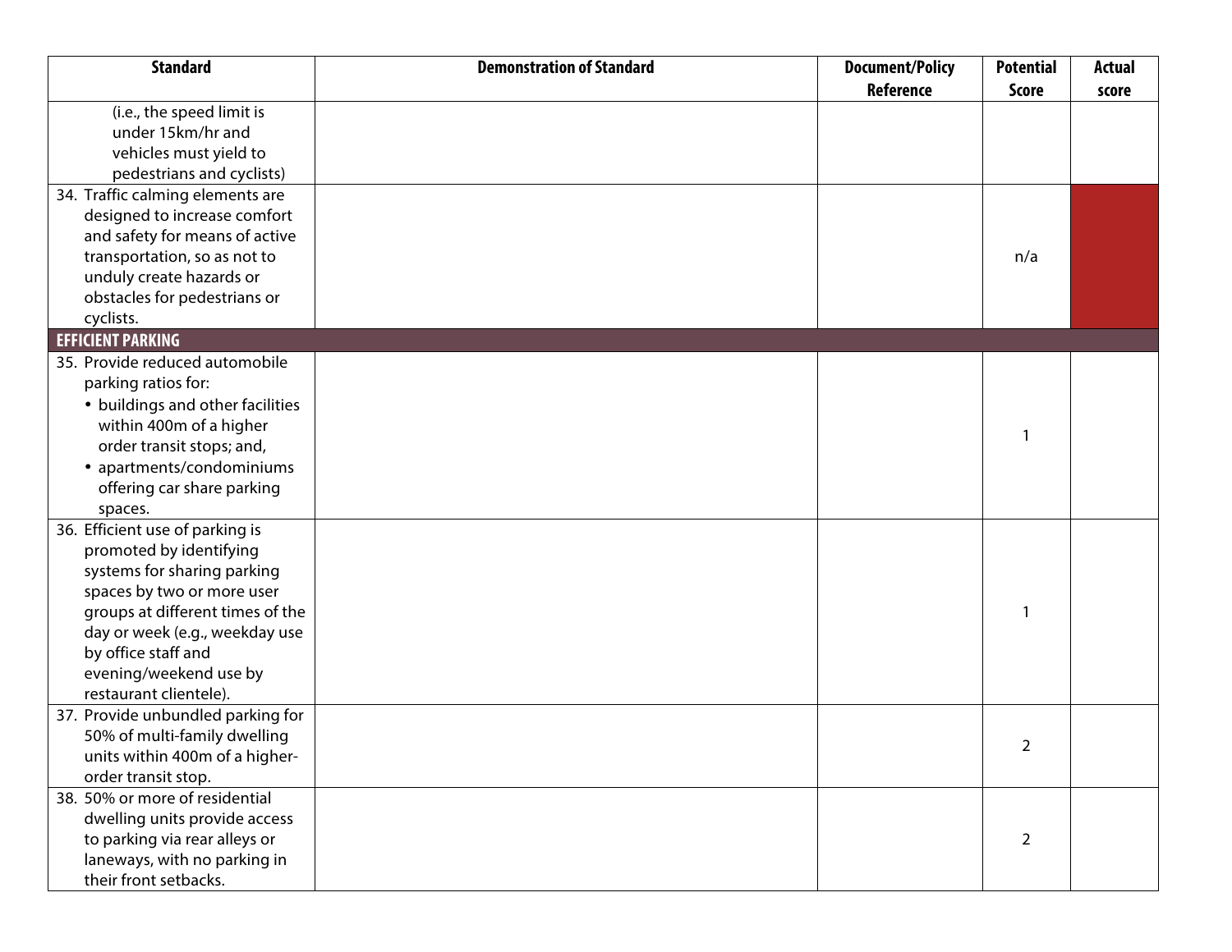| Standard | Demonstration of Standard | Document/Policy Reference | Potential Score | Actual score |
|---|---|---|---|---|
| (i.e., the speed limit is under 15km/hr and vehicles must yield to pedestrians and cyclists) | | | | |
| 34. Traffic calming elements are designed to increase comfort and safety for means of active transportation, so as not to unduly create hazards or obstacles for pedestrians or cyclists. | | | n/a | |
| **EFFICIENT PARKING** | | | | |
| 35. Provide reduced automobile parking ratios for: • buildings and other facilities within 400m of a higher order transit stops; and, • apartments/condominiums offering car share parking spaces. | | | 1 | |
| 36. Efficient use of parking is promoted by identifying systems for sharing parking spaces by two or more user groups at different times of the day or week (e.g., weekday use by office staff and evening/weekend use by restaurant clientele). | | | 1 | |
| 37. Provide unbundled parking for 50% of multi-family dwelling units within 400m of a higher-order transit stop. | | | 2 | |
| 38. 50% or more of residential dwelling units provide access to parking via rear alleys or laneways, with no parking in their front setbacks. | | | 2 | |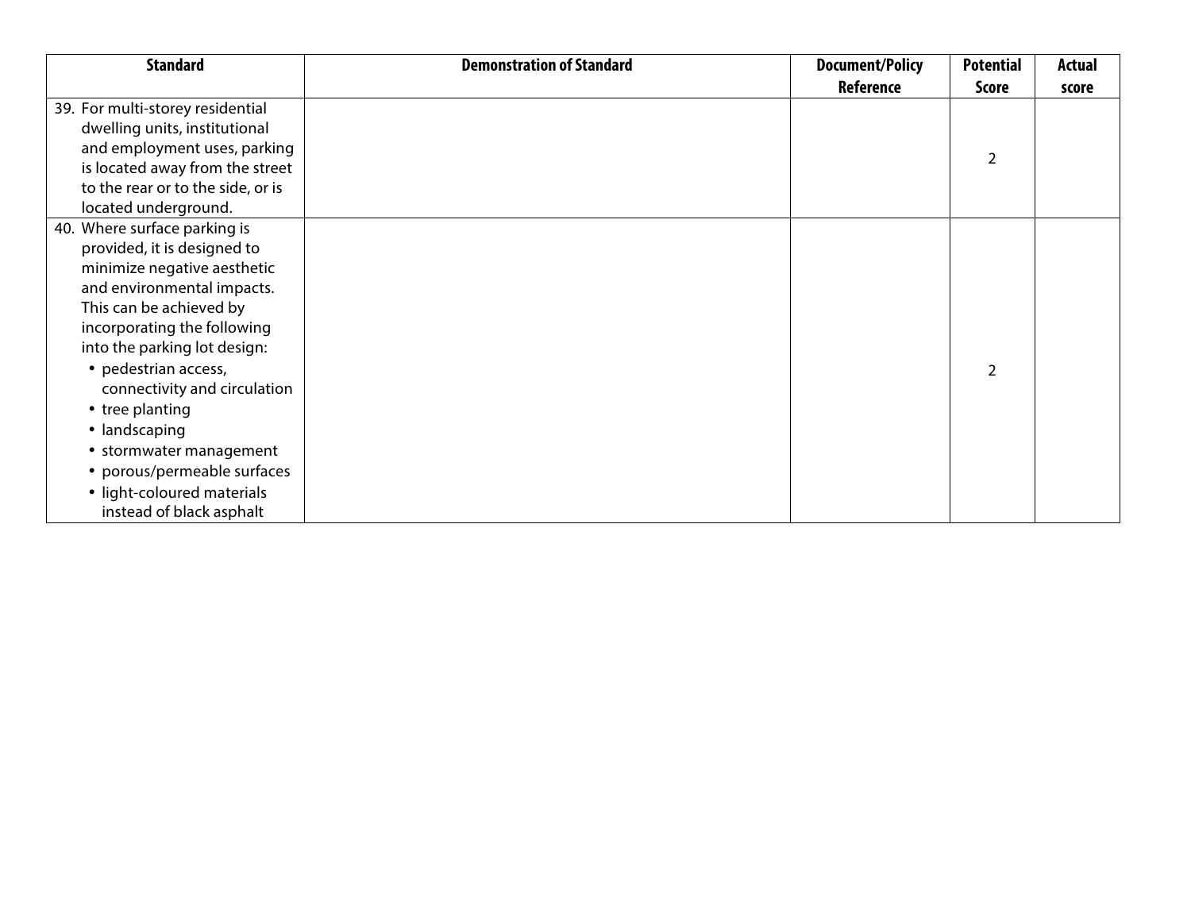| Standard | Demonstration of Standard | Document/Policy Reference | Potential Score | Actual score |
|---|---|---|---|---|
| 39. For multi-storey residential dwelling units, institutional and employment uses, parking is located away from the street to the rear or to the side, or is located underground. | | | 2 | |
| 40. Where surface parking is provided, it is designed to minimize negative aesthetic and environmental impacts. This can be achieved by incorporating the following into the parking lot design:<br>• pedestrian access, connectivity and circulation<br>• tree planting<br>• landscaping<br>• stormwater management<br>• porous/permeable surfaces<br>• light-coloured materials instead of black asphalt | | | 2 | |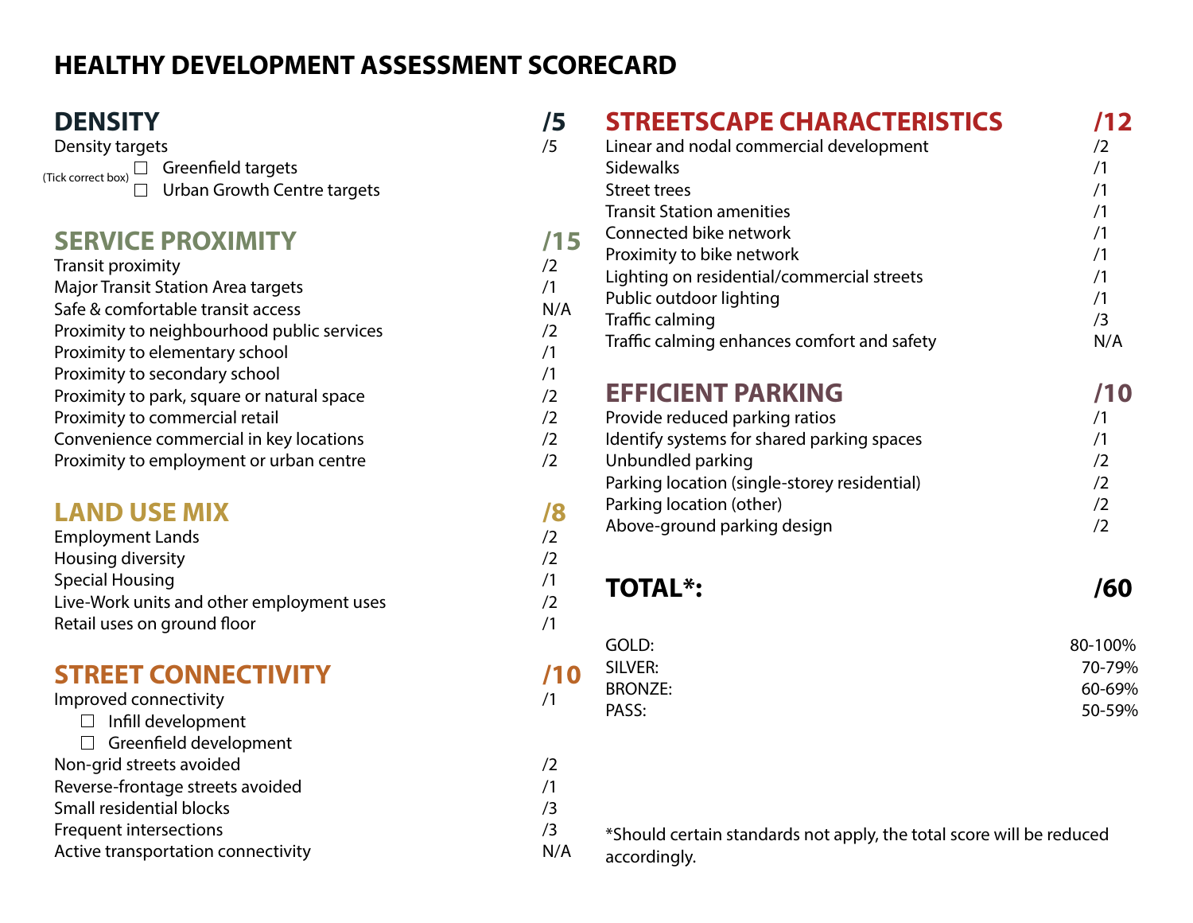# HEALTHY DEVELOPMENT ASSESSMENT SCORECARD

## DENSITY /5

| | |
|---|---|
| Density targets | /5 |
| (Tick correct box) ☐ Greenfield targets | |
| ☐ Urban Growth Centre targets | |

## SERVICE PROXIMITY /15

| | |
|---|---|
| Transit proximity | /2 |
| Major Transit Station Area targets | /1 |
| Safe & comfortable transit access | N/A |
| Proximity to neighbourhood public services | /2 |
| Proximity to elementary school | /1 |
| Proximity to secondary school | /1 |
| Proximity to park, square or natural space | /2 |
| Proximity to commercial retail | /2 |
| Convenience commercial in key locations | /2 |
| Proximity to employment or urban centre | /2 |

## LAND USE MIX /8

| | |
|---|---|
| Employment Lands | /2 |
| Housing diversity | /2 |
| Special Housing | /1 |
| Live-Work units and other employment uses | /2 |
| Retail uses on ground floor | /1 |

## STREET CONNECTIVITY /10

| | |
|---|---|
| Improved connectivity | /1 |
| ☐ Infill development | |
| ☐ Greenfield development | |
| Non-grid streets avoided | /2 |
| Reverse-frontage streets avoided | /1 |
| Small residential blocks | /3 |
| Frequent intersections | /3 |
| Active transportation connectivity | N/A |

## STREETSCAPE CHARACTERISTICS /12

| | |
|---|---|
| Linear and nodal commercial development | /2 |
| Sidewalks | /1 |
| Street trees | /1 |
| Transit Station amenities | /1 |
| Connected bike network | /1 |
| Proximity to bike network | /1 |
| Lighting on residential/commercial streets | /1 |
| Public outdoor lighting | /1 |
| Traffic calming | /3 |
| Traffic calming enhances comfort and safety | N/A |

## EFFICIENT PARKING /10

| | |
|---|---|
| Provide reduced parking ratios | /1 |
| Identify systems for shared parking spaces | /1 |
| Unbundled parking | /2 |
| Parking location (single-storey residential) | /2 |
| Parking location (other) | /2 |
| Above-ground parking design | /2 |

## TOTAL*: /60

| | |
|---|---|
| GOLD: | 80-100% |
| SILVER: | 70-79% |
| BRONZE: | 60-69% |
| PASS: | 50-59% |

*Should certain standards not apply, the total score will be reduced accordingly.